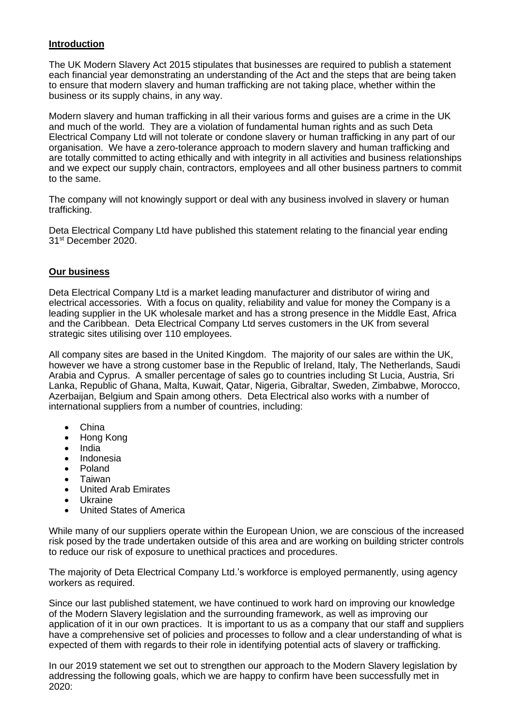## Introduction

The UK Modern Slavery Act 2015 stipulates that businesses are required to publish a statement each financial year demonstrating an understanding of the Act and the steps that are being taken to ensure that modern slavery and human trafficking are not taking place, whether within the business or its supply chains, in any way.

Modern slavery and human trafficking in all their various forms and guises are a crime in the UK and much of the world. They are a violation of fundamental human rights and as such Deta Electrical Company Ltd will not tolerate or condone slavery or human trafficking in any part of our organisation. We have a zero-tolerance approach to modern slavery and human trafficking and are totally committed to acting ethically and with integrity in all activities and business relationships and we expect our supply chain, contractors, employees and all other business partners to commit to the same.

The company will not knowingly support or deal with any business involved in slavery or human trafficking.

Deta Electrical Company Ltd have published this statement relating to the financial year ending 31st December 2020.

## Our business

Deta Electrical Company Ltd is a market leading manufacturer and distributor of wiring and electrical accessories. With a focus on quality, reliability and value for money the Company is a leading supplier in the UK wholesale market and has a strong presence in the Middle East, Africa and the Caribbean. Deta Electrical Company Ltd serves customers in the UK from several strategic sites utilising over 110 employees.

All company sites are based in the United Kingdom. The majority of our sales are within the UK, however we have a strong customer base in the Republic of Ireland, Italy, The Netherlands, Saudi Arabia and Cyprus. A smaller percentage of sales go to countries including St Lucia, Austria, Sri Lanka, Republic of Ghana, Malta, Kuwait, Qatar, Nigeria, Gibraltar, Sweden, Zimbabwe, Morocco, Azerbaijan, Belgium and Spain among others. Deta Electrical also works with a number of international suppliers from a number of countries, including:

- China
- Hong Kong
- India
- Indonesia
- Poland
- Taiwan
- United Arab Emirates
- Ukraine
- United States of America

While many of our suppliers operate within the European Union, we are conscious of the increased risk posed by the trade undertaken outside of this area and are working on building stricter controls to reduce our risk of exposure to unethical practices and procedures.

The majority of Deta Electrical Company Ltd.'s workforce is employed permanently, using agency workers as required.

Since our last published statement, we have continued to work hard on improving our knowledge of the Modern Slavery legislation and the surrounding framework, as well as improving our application of it in our own practices. It is important to us as a company that our staff and suppliers have a comprehensive set of policies and processes to follow and a clear understanding of what is expected of them with regards to their role in identifying potential acts of slavery or trafficking.

In our 2019 statement we set out to strengthen our approach to the Modern Slavery legislation by addressing the following goals, which we are happy to confirm have been successfully met in 2020: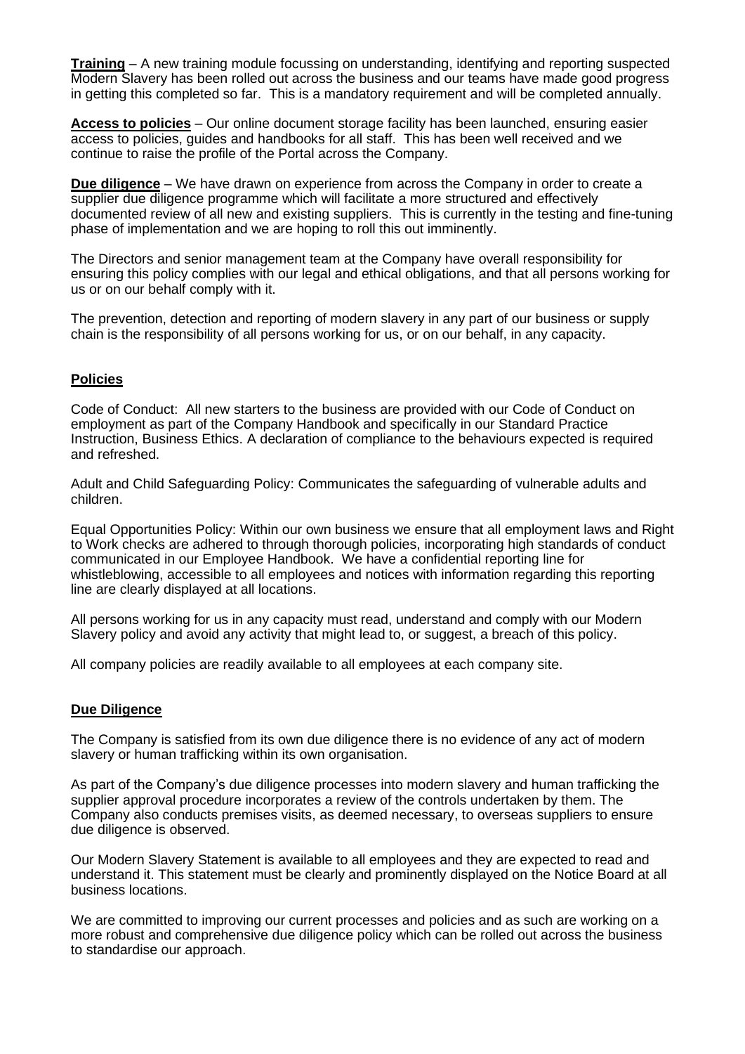**Training** – A new training module focussing on understanding, identifying and reporting suspected Modern Slavery has been rolled out across the business and our teams have made good progress in getting this completed so far. This is a mandatory requirement and will be completed annually.

**Access to policies** – Our online document storage facility has been launched, ensuring easier access to policies, guides and handbooks for all staff. This has been well received and we continue to raise the profile of the Portal across the Company.

**Due diligence** – We have drawn on experience from across the Company in order to create a supplier due diligence programme which will facilitate a more structured and effectively documented review of all new and existing suppliers. This is currently in the testing and fine-tuning phase of implementation and we are hoping to roll this out imminently.

The Directors and senior management team at the Company have overall responsibility for ensuring this policy complies with our legal and ethical obligations, and that all persons working for us or on our behalf comply with it.

The prevention, detection and reporting of modern slavery in any part of our business or supply chain is the responsibility of all persons working for us, or on our behalf, in any capacity.

## Policies

Code of Conduct: All new starters to the business are provided with our Code of Conduct on employment as part of the Company Handbook and specifically in our Standard Practice Instruction, Business Ethics. A declaration of compliance to the behaviours expected is required and refreshed.

Adult and Child Safeguarding Policy: Communicates the safeguarding of vulnerable adults and children.

Equal Opportunities Policy: Within our own business we ensure that all employment laws and Right to Work checks are adhered to through thorough policies, incorporating high standards of conduct communicated in our Employee Handbook. We have a confidential reporting line for whistleblowing, accessible to all employees and notices with information regarding this reporting line are clearly displayed at all locations.

All persons working for us in any capacity must read, understand and comply with our Modern Slavery policy and avoid any activity that might lead to, or suggest, a breach of this policy.

All company policies are readily available to all employees at each company site.

## Due Diligence

The Company is satisfied from its own due diligence there is no evidence of any act of modern slavery or human trafficking within its own organisation.

As part of the Company's due diligence processes into modern slavery and human trafficking the supplier approval procedure incorporates a review of the controls undertaken by them. The Company also conducts premises visits, as deemed necessary, to overseas suppliers to ensure due diligence is observed.

Our Modern Slavery Statement is available to all employees and they are expected to read and understand it. This statement must be clearly and prominently displayed on the Notice Board at all business locations.

We are committed to improving our current processes and policies and as such are working on a more robust and comprehensive due diligence policy which can be rolled out across the business to standardise our approach.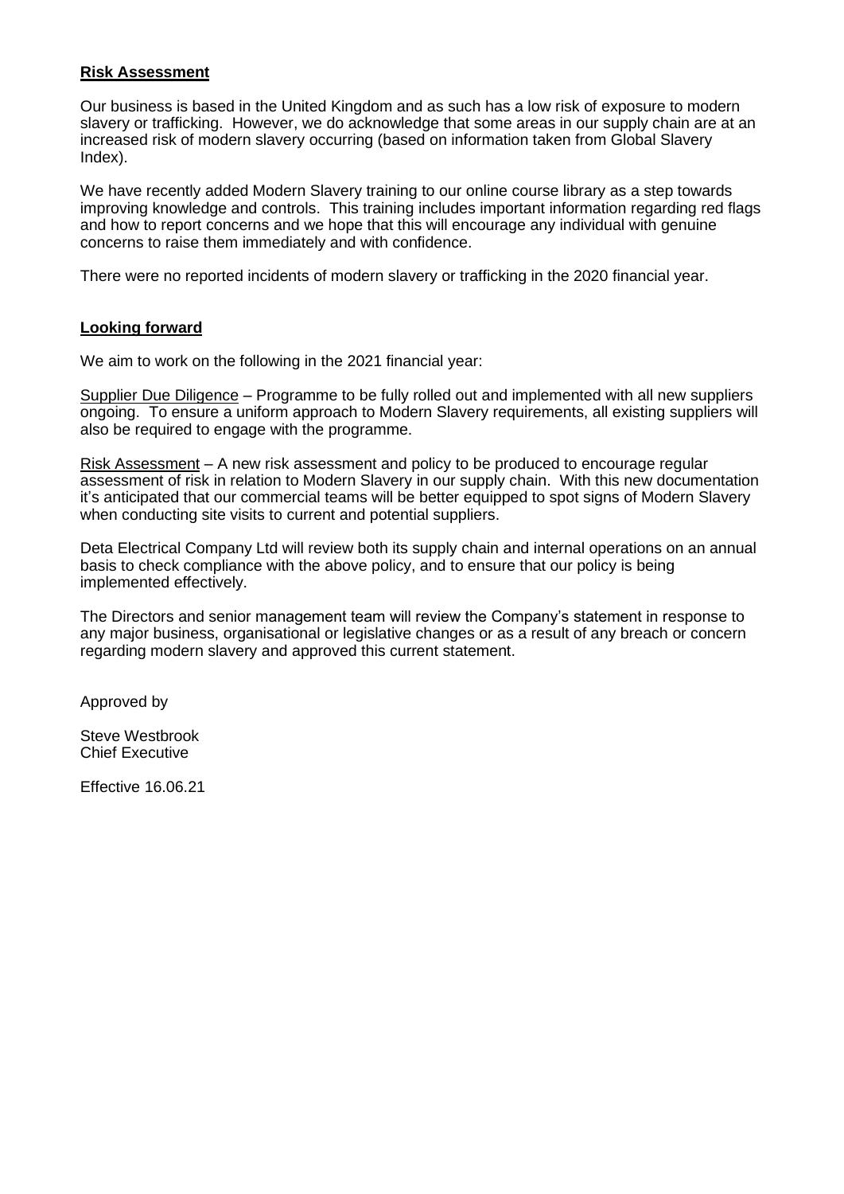## **Risk Assessment**

Our business is based in the United Kingdom and as such has a low risk of exposure to modern slavery or trafficking. However, we do acknowledge that some areas in our supply chain are at an increased risk of modern slavery occurring (based on information taken from Global Slavery Index).

We have recently added Modern Slavery training to our online course library as a step towards improving knowledge and controls. This training includes important information regarding red flags and how to report concerns and we hope that this will encourage any individual with genuine concerns to raise them immediately and with confidence.

There were no reported incidents of modern slavery or trafficking in the 2020 financial year.

## **Looking forward**

We aim to work on the following in the 2021 financial year:

Supplier Due Diligence – Programme to be fully rolled out and implemented with all new suppliers ongoing. To ensure a uniform approach to Modern Slavery requirements, all existing suppliers will also be required to engage with the programme.

Risk Assessment – A new risk assessment and policy to be produced to encourage regular assessment of risk in relation to Modern Slavery in our supply chain. With this new documentation it's anticipated that our commercial teams will be better equipped to spot signs of Modern Slavery when conducting site visits to current and potential suppliers.

Deta Electrical Company Ltd will review both its supply chain and internal operations on an annual basis to check compliance with the above policy, and to ensure that our policy is being implemented effectively.

The Directors and senior management team will review the Company's statement in response to any major business, organisational or legislative changes or as a result of any breach or concern regarding modern slavery and approved this current statement.

Approved by

Steve Westbrook
Chief Executive

Effective 16.06.21